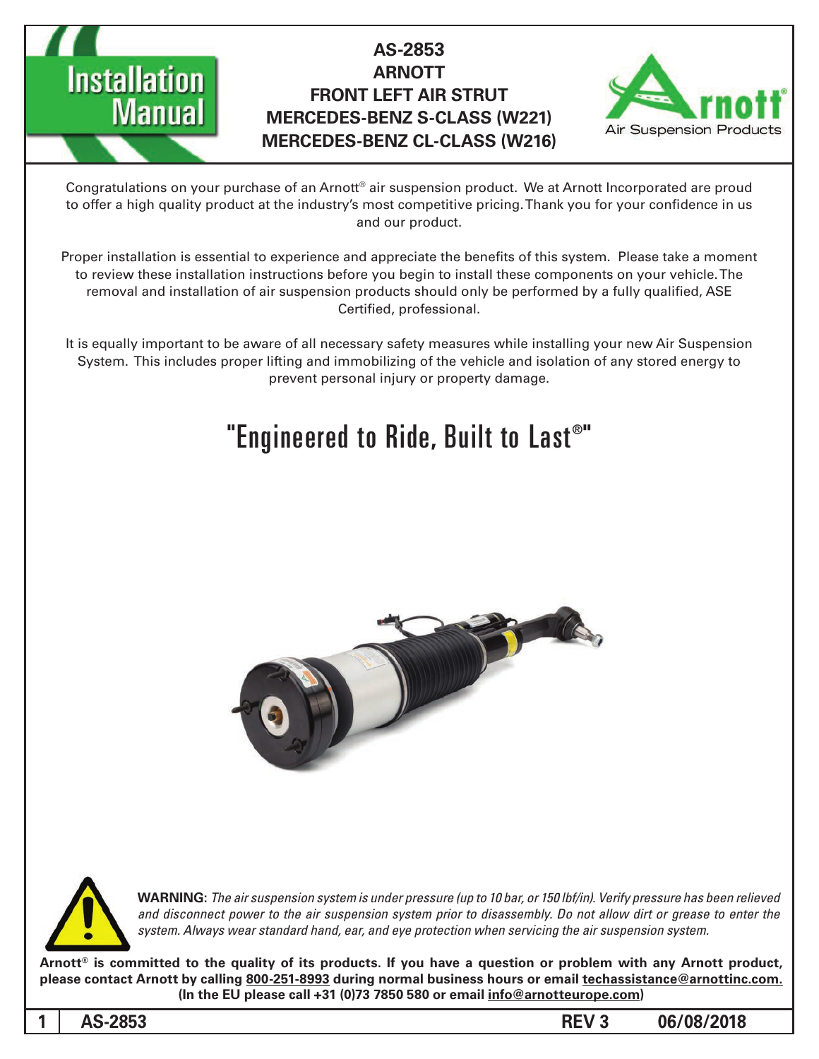# AS-2853
# ARNOTT
# FRONT LEFT AIR STRUT
# MERCEDES-BENZ S-CLASS (W221)
# MERCEDES-BENZ CL-CLASS (W216)

Installation Manual

Arnott® Air Suspension Products

Congratulations on your purchase of an Arnott® air suspension product. We at Arnott Incorporated are proud to offer a high quality product at the industry's most competitive pricing. Thank you for your confidence in us and our product.

Proper installation is essential to experience and appreciate the benefits of this system. Please take a moment to review these installation instructions before you begin to install these components on your vehicle. The removal and installation of air suspension products should only be performed by a fully qualified, ASE Certified, professional.

It is equally important to be aware of all necessary safety measures while installing your new Air Suspension System. This includes proper lifting and immobilizing of the vehicle and isolation of any stored energy to prevent personal injury or property damage.

## "Engineered to Ride, Built to Last®"

**WARNING:** *The air suspension system is under pressure (up to 10 bar, or 150 lbf/in). Verify pressure has been relieved and disconnect power to the air suspension system prior to disassembly. Do not allow dirt or grease to enter the system. Always wear standard hand, ear, and eye protection when servicing the air suspension system.*

**Arnott® is committed to the quality of its products. If you have a question or problem with any Arnott product, please contact Arnott by calling 800-251-8993 during normal business hours or email techassistance@arnottinc.com. (In the EU please call +31 (0)73 7850 580 or email info@arnotteurope.com)**

AS-2853 REV 3 06/08/2018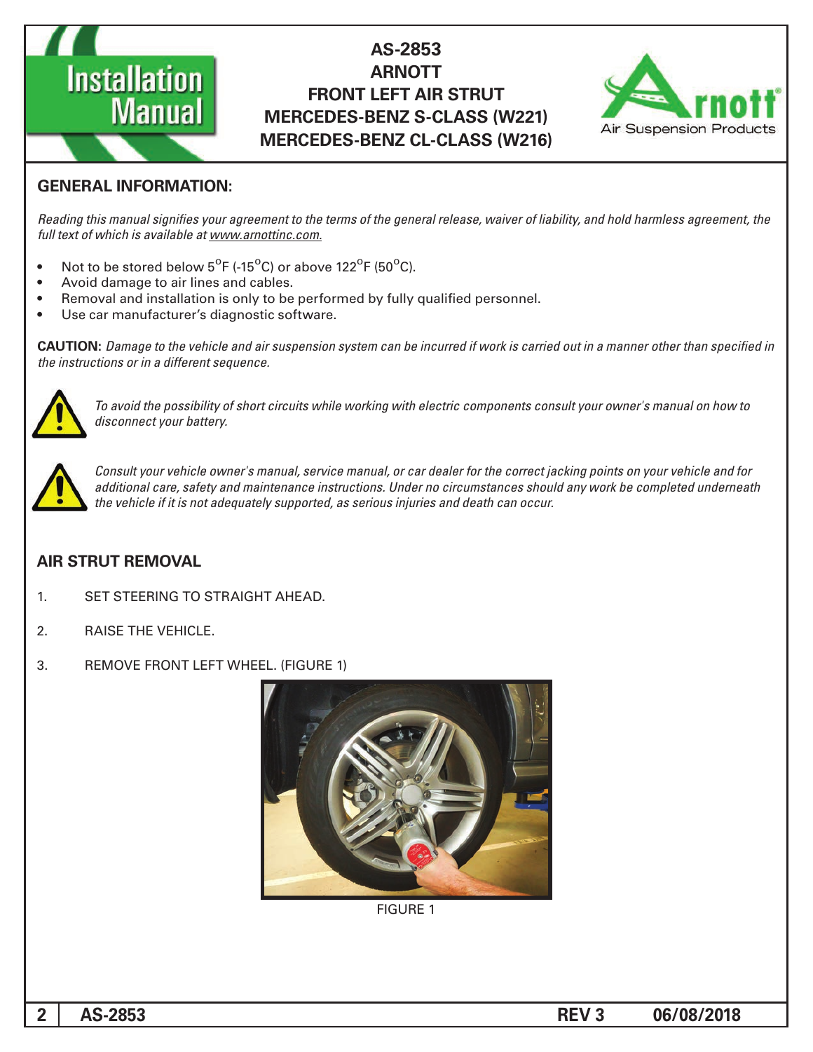# AS-2853
# ARNOTT
# FRONT LEFT AIR STRUT
# MERCEDES-BENZ S-CLASS (W221)
# MERCEDES-BENZ CL-CLASS (W216)

## GENERAL INFORMATION:

*Reading this manual signifies your agreement to the terms of the general release, waiver of liability, and hold harmless agreement, the full text of which is available at www.arnottinc.com.*

- Not to be stored below 5°F (-15°C) or above 122°F (50°C).
- Avoid damage to air lines and cables.
- Removal and installation is only to be performed by fully qualified personnel.
- Use car manufacturer's diagnostic software.

**CAUTION:** *Damage to the vehicle and air suspension system can be incurred if work is carried out in a manner other than specified in the instructions or in a different sequence.*

*To avoid the possibility of short circuits while working with electric components consult your owner's manual on how to disconnect your battery.*

*Consult your vehicle owner's manual, service manual, or car dealer for the correct jacking points on your vehicle and for additional care, safety and maintenance instructions. Under no circumstances should any work be completed underneath the vehicle if it is not adequately supported, as serious injuries and death can occur.*

## AIR STRUT REMOVAL

1. SET STEERING TO STRAIGHT AHEAD.
2. RAISE THE VEHICLE.
3. REMOVE FRONT LEFT WHEEL. (FIGURE 1)

FIGURE 1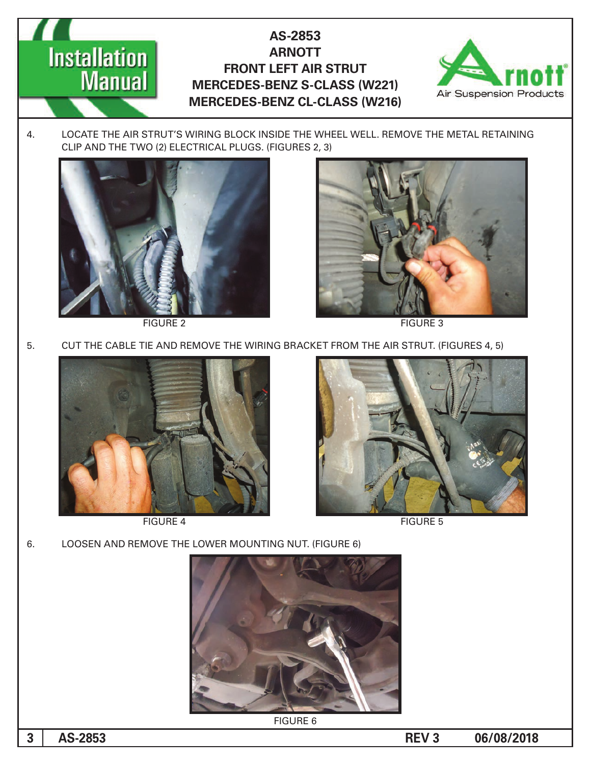4. LOCATE THE AIR STRUT'S WIRING BLOCK INSIDE THE WHEEL WELL. REMOVE THE METAL RETAINING CLIP AND THE TWO (2) ELECTRICAL PLUGS. (FIGURES 2, 3)

FIGURE 2

FIGURE 3

5. CUT THE CABLE TIE AND REMOVE THE WIRING BRACKET FROM THE AIR STRUT. (FIGURES 4, 5)

FIGURE 4

FIGURE 5

6. LOOSEN AND REMOVE THE LOWER MOUNTING NUT. (FIGURE 6)

FIGURE 6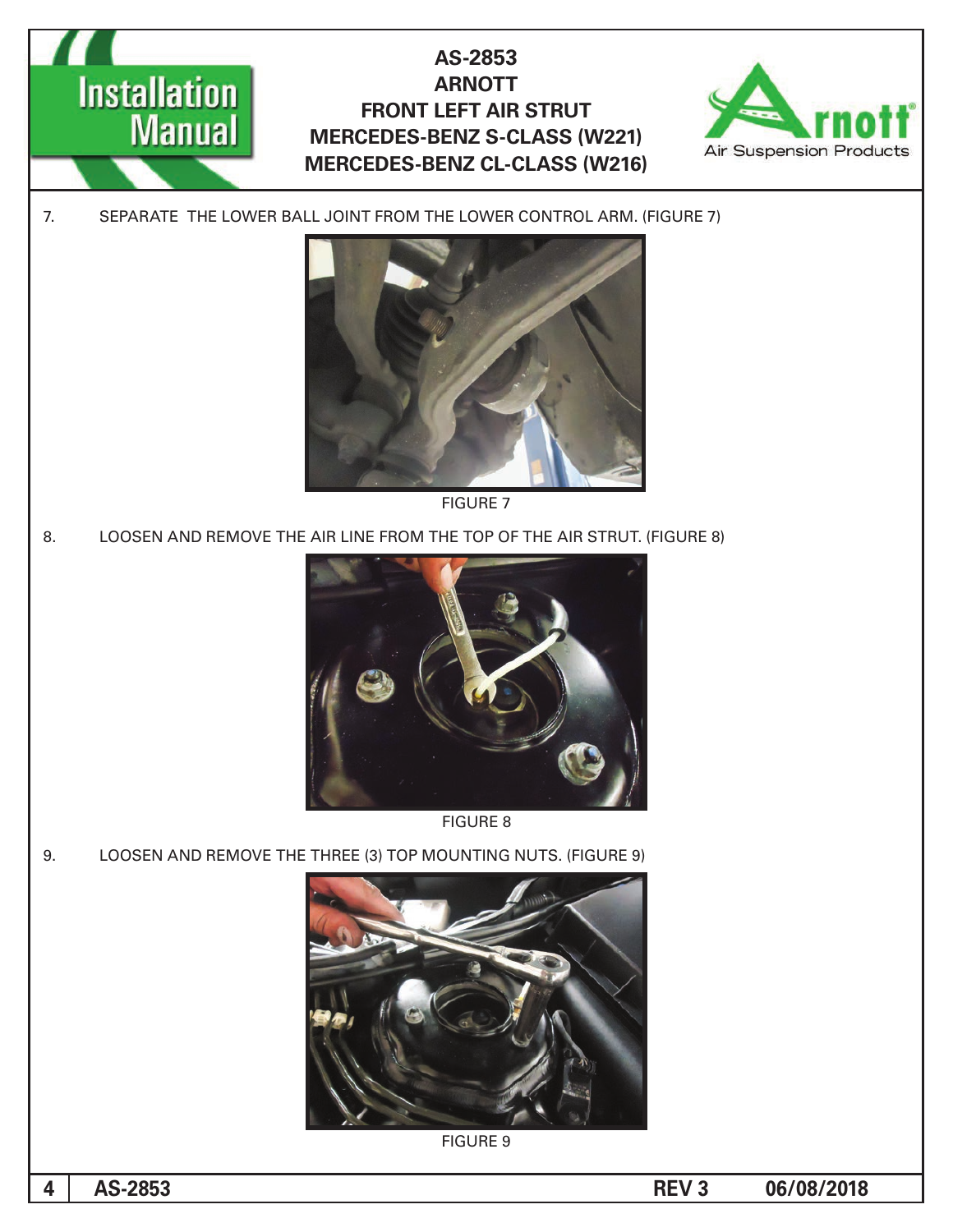7. SEPARATE THE LOWER BALL JOINT FROM THE LOWER CONTROL ARM. (FIGURE 7)

FIGURE 7

8. LOOSEN AND REMOVE THE AIR LINE FROM THE TOP OF THE AIR STRUT. (FIGURE 8)

FIGURE 8

9. LOOSEN AND REMOVE THE THREE (3) TOP MOUNTING NUTS. (FIGURE 9)

FIGURE 9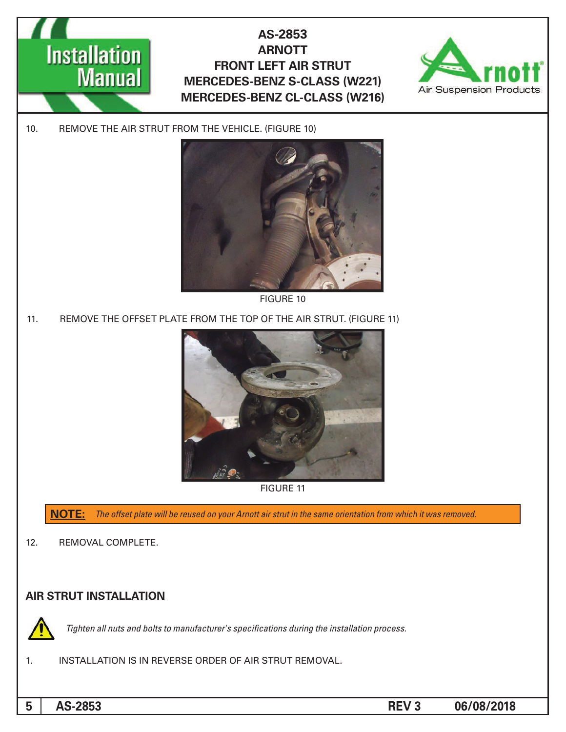10. REMOVE THE AIR STRUT FROM THE VEHICLE. (FIGURE 10)

FIGURE 10

11. REMOVE THE OFFSET PLATE FROM THE TOP OF THE AIR STRUT. (FIGURE 11)

FIGURE 11

**NOTE:** *The offset plate will be reused on your Arnott air strut in the same orientation from which it was removed.*

12. REMOVAL COMPLETE.

## AIR STRUT INSTALLATION

*Tighten all nuts and bolts to manufacturer's specifications during the installation process.*

1. INSTALLATION IS IN REVERSE ORDER OF AIR STRUT REMOVAL.